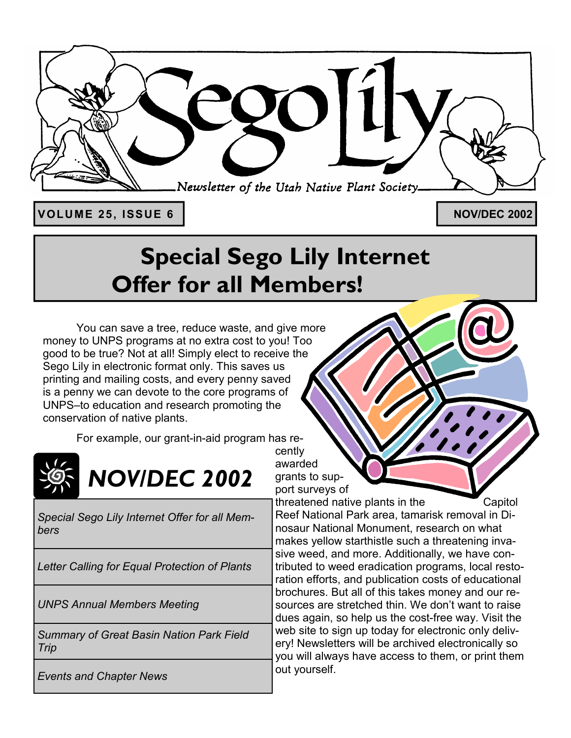# Sego Lily

*Newsletter of the Utah Native Plant Society*

**VOLUME 25, ISSUE 6** | **NOV/DEC 2002**

# Special Sego Lily Internet Offer for all Members!

You can save a tree, reduce waste, and give more money to UNPS programs at no extra cost to you! Too good to be true? Not at all! Simply elect to receive the Sego Lily in electronic format only. This saves us printing and mailing costs, and every penny saved is a penny we can devote to the core programs of UNPS–to education and research promoting the conservation of native plants.

For example, our grant-in-aid program has recently awarded grants to support surveys of threatened native plants in the Capitol Reef National Park area, tamarisk removal in Dinosaur National Monument, research on what makes yellow starthistle such a threatening invasive weed, and more. Additionally, we have contributed to weed eradication programs, local restoration efforts, and publication costs of educational brochures. But all of this takes money and our resources are stretched thin. We don't want to raise dues again, so help us the cost-free way. Visit the web site to sign up today for electronic only delivery! Newsletters will be archived electronically so you will always have access to them, or print them out yourself.

## NOV/DEC 2002

- *Special Sego Lily Internet Offer for all Members*
- *Letter Calling for Equal Protection of Plants*
- *UNPS Annual Members Meeting*
- *Summary of Great Basin Nation Park Field Trip*
- *Events and Chapter News*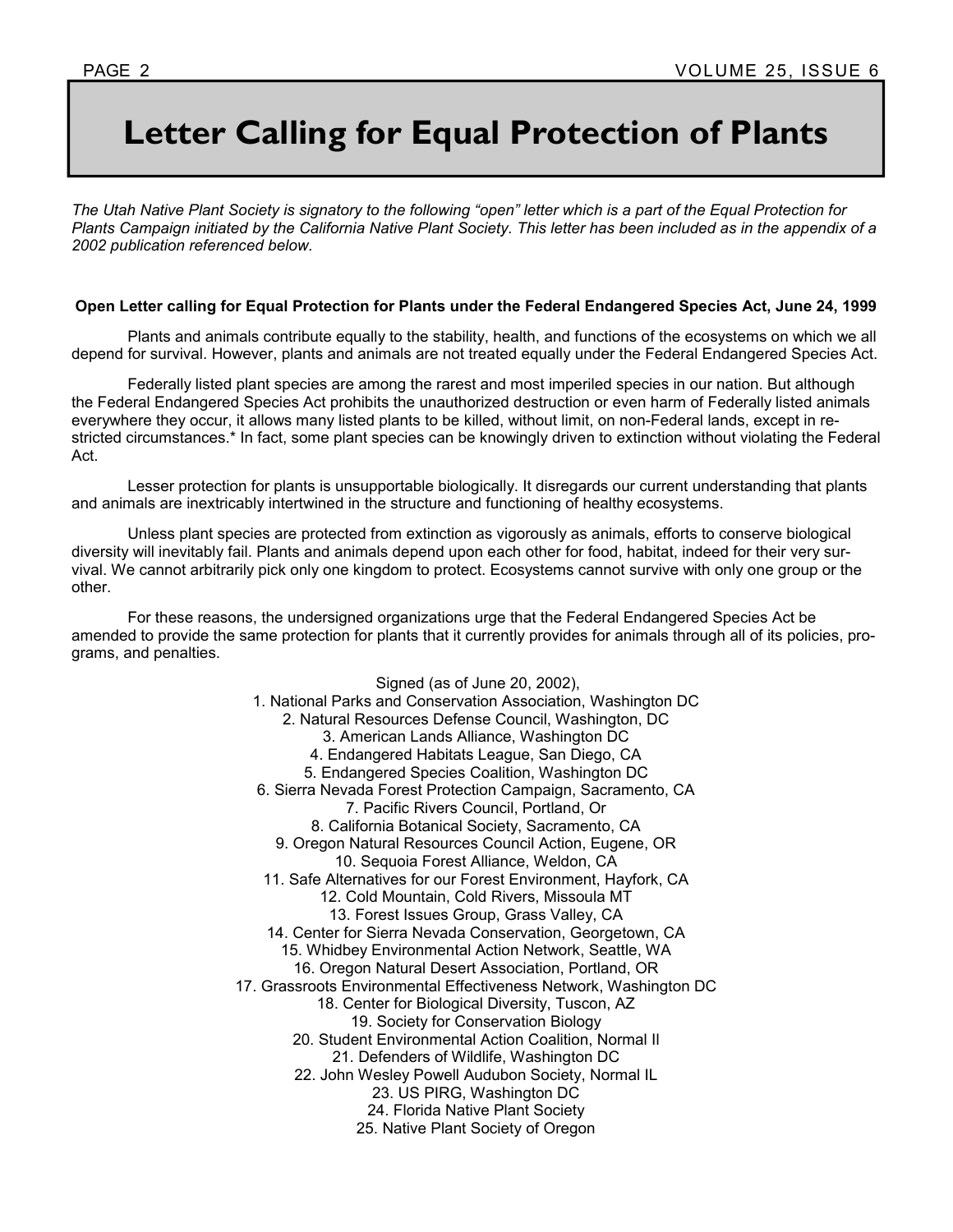# Letter Calling for Equal Protection of Plants

*The Utah Native Plant Society is signatory to the following "open" letter which is a part of the Equal Protection for Plants Campaign initiated by the California Native Plant Society. This letter has been included as in the appendix of a 2002 publication referenced below.*

**Open Letter calling for Equal Protection for Plants under the Federal Endangered Species Act, June 24, 1999**

Plants and animals contribute equally to the stability, health, and functions of the ecosystems on which we all depend for survival. However, plants and animals are not treated equally under the Federal Endangered Species Act.

Federally listed plant species are among the rarest and most imperiled species in our nation. But although the Federal Endangered Species Act prohibits the unauthorized destruction or even harm of Federally listed animals everywhere they occur, it allows many listed plants to be killed, without limit, on non-Federal lands, except in restricted circumstances.* In fact, some plant species can be knowingly driven to extinction without violating the Federal Act.

Lesser protection for plants is unsupportable biologically. It disregards our current understanding that plants and animals are inextricably intertwined in the structure and functioning of healthy ecosystems.

Unless plant species are protected from extinction as vigorously as animals, efforts to conserve biological diversity will inevitably fail. Plants and animals depend upon each other for food, habitat, indeed for their very survival. We cannot arbitrarily pick only one kingdom to protect. Ecosystems cannot survive with only one group or the other.

For these reasons, the undersigned organizations urge that the Federal Endangered Species Act be amended to provide the same protection for plants that it currently provides for animals through all of its policies, programs, and penalties.

Signed (as of June 20, 2002),

1. National Parks and Conservation Association, Washington DC
2. Natural Resources Defense Council, Washington, DC
3. American Lands Alliance, Washington DC
4. Endangered Habitats League, San Diego, CA
5. Endangered Species Coalition, Washington DC
6. Sierra Nevada Forest Protection Campaign, Sacramento, CA
7. Pacific Rivers Council, Portland, Or
8. California Botanical Society, Sacramento, CA
9. Oregon Natural Resources Council Action, Eugene, OR
10. Sequoia Forest Alliance, Weldon, CA
11. Safe Alternatives for our Forest Environment, Hayfork, CA
12. Cold Mountain, Cold Rivers, Missoula MT
13. Forest Issues Group, Grass Valley, CA
14. Center for Sierra Nevada Conservation, Georgetown, CA
15. Whidbey Environmental Action Network, Seattle, WA
16. Oregon Natural Desert Association, Portland, OR
17. Grassroots Environmental Effectiveness Network, Washington DC
18. Center for Biological Diversity, Tuscon, AZ
19. Society for Conservation Biology
20. Student Environmental Action Coalition, Normal Il
21. Defenders of Wildlife, Washington DC
22. John Wesley Powell Audubon Society, Normal IL
23. US PIRG, Washington DC
24. Florida Native Plant Society
25. Native Plant Society of Oregon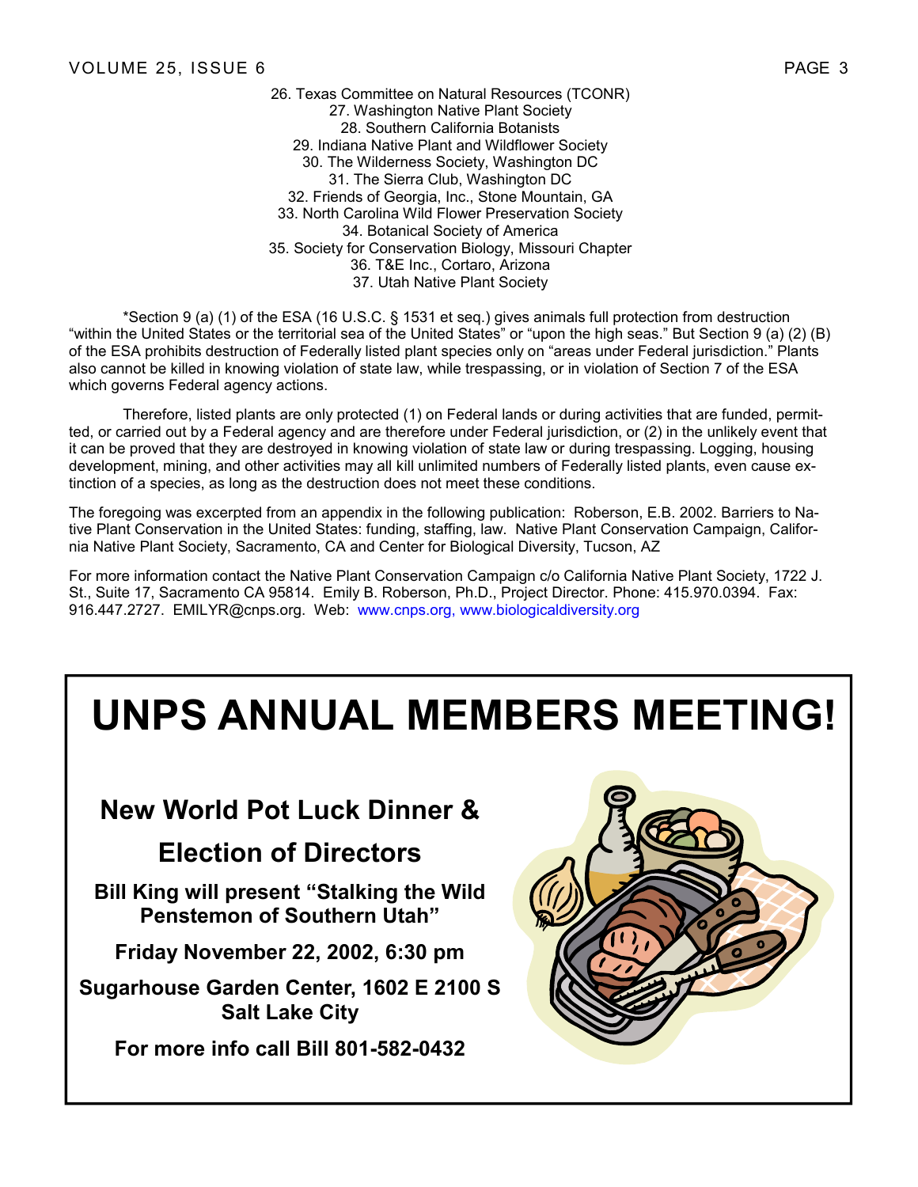26. Texas Committee on Natural Resources (TCONR)
27. Washington Native Plant Society
28. Southern California Botanists
29. Indiana Native Plant and Wildflower Society
30. The Wilderness Society, Washington DC
31. The Sierra Club, Washington DC
32. Friends of Georgia, Inc., Stone Mountain, GA
33. North Carolina Wild Flower Preservation Society
34. Botanical Society of America
35. Society for Conservation Biology, Missouri Chapter
36. T&E Inc., Cortaro, Arizona
37. Utah Native Plant Society

*Section 9 (a) (1) of the ESA (16 U.S.C. § 1531 et seq.) gives animals full protection from destruction "within the United States or the territorial sea of the United States" or "upon the high seas." But Section 9 (a) (2) (B) of the ESA prohibits destruction of Federally listed plant species only on "areas under Federal jurisdiction." Plants also cannot be killed in knowing violation of state law, while trespassing, or in violation of Section 7 of the ESA which governs Federal agency actions.

Therefore, listed plants are only protected (1) on Federal lands or during activities that are funded, permitted, or carried out by a Federal agency and are therefore under Federal jurisdiction, or (2) in the unlikely event that it can be proved that they are destroyed in knowing violation of state law or during trespassing. Logging, housing development, mining, and other activities may all kill unlimited numbers of Federally listed plants, even cause extinction of a species, as long as the destruction does not meet these conditions.

The foregoing was excerpted from an appendix in the following publication: Roberson, E.B. 2002. Barriers to Native Plant Conservation in the United States: funding, staffing, law. Native Plant Conservation Campaign, California Native Plant Society, Sacramento, CA and Center for Biological Diversity, Tucson, AZ

For more information contact the Native Plant Conservation Campaign c/o California Native Plant Society, 1722 J. St., Suite 17, Sacramento CA 95814. Emily B. Roberson, Ph.D., Project Director. Phone: 415.970.0394. Fax: 916.447.2727. EMILYR@cnps.org. Web: www.cnps.org, www.biologicaldiversity.org

# UNPS ANNUAL MEMBERS MEETING!

## New World Pot Luck Dinner & Election of Directors

**Bill King will present "Stalking the Wild Penstemon of Southern Utah"**

**Friday November 22, 2002, 6:30 pm**

**Sugarhouse Garden Center, 1602 E 2100 S Salt Lake City**

**For more info call Bill 801-582-0432**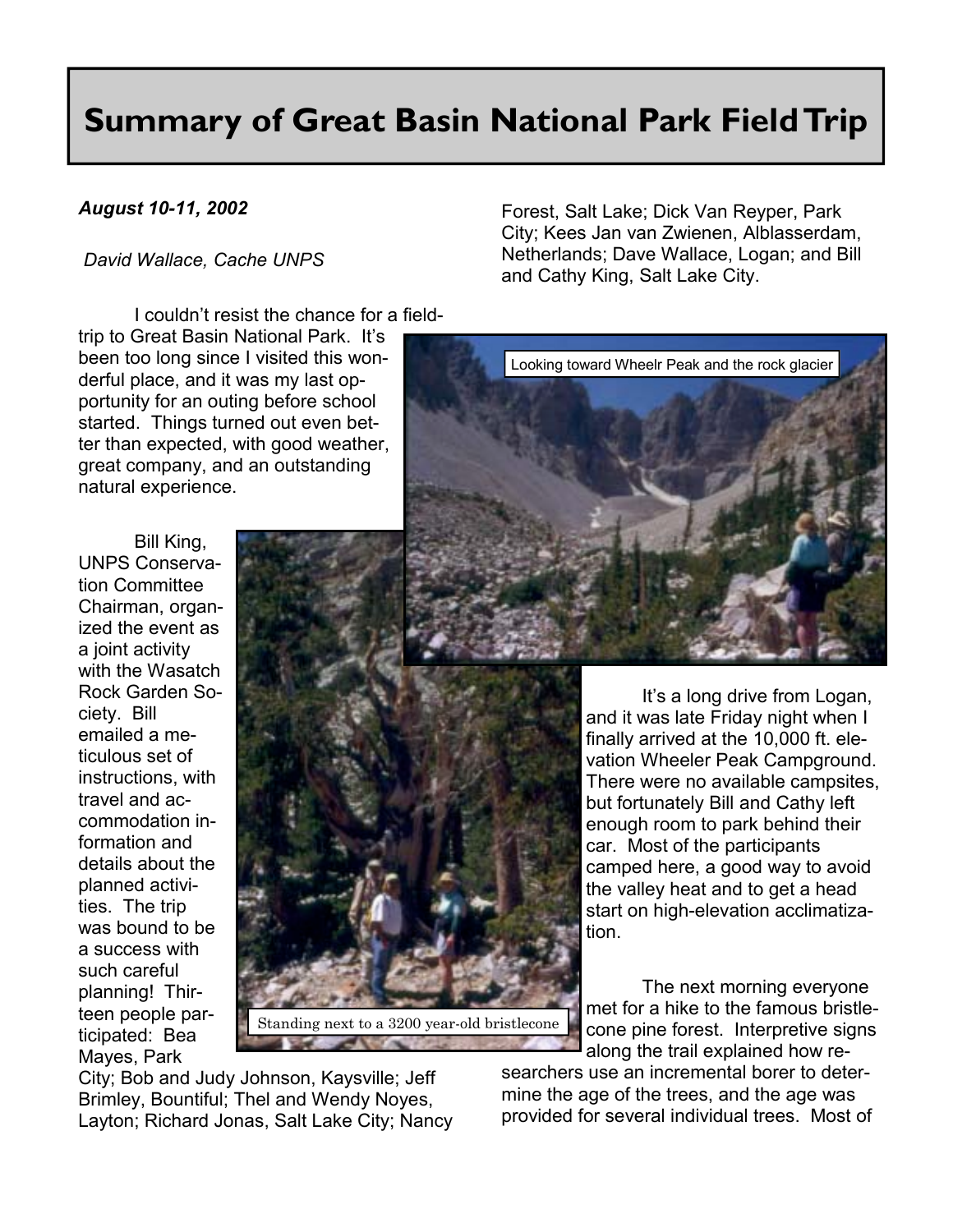# Summary of Great Basin National Park Field Trip

***August 10-11, 2002***

*David Wallace, Cache UNPS*

I couldn't resist the chance for a field-trip to Great Basin National Park. It's been too long since I visited this wonderful place, and it was my last opportunity for an outing before school started. Things turned out even better than expected, with good weather, great company, and an outstanding natural experience.

Bill King, UNPS Conservation Committee Chairman, organized the event as a joint activity with the Wasatch Rock Garden Society. Bill emailed a meticulous set of instructions, with travel and accommodation information and details about the planned activities. The trip was bound to be a success with such careful planning! Thirteen people participated: Bea Mayes, Park City; Bob and Judy Johnson, Kaysville; Jeff Brimley, Bountiful; Thel and Wendy Noyes, Layton; Richard Jonas, Salt Lake City; Nancy Forest, Salt Lake; Dick Van Reyper, Park City; Kees Jan van Zwienen, Alblasserdam, Netherlands; Dave Wallace, Logan; and Bill and Cathy King, Salt Lake City.

Looking toward Wheelr Peak and the rock glacier

Standing next to a 3200 year-old bristlecone

It's a long drive from Logan, and it was late Friday night when I finally arrived at the 10,000 ft. elevation Wheeler Peak Campground. There were no available campsites, but fortunately Bill and Cathy left enough room to park behind their car. Most of the participants camped here, a good way to avoid the valley heat and to get a head start on high-elevation acclimatization.

The next morning everyone met for a hike to the famous bristlecone pine forest. Interpretive signs along the trail explained how researchers use an incremental borer to determine the age of the trees, and the age was provided for several individual trees. Most of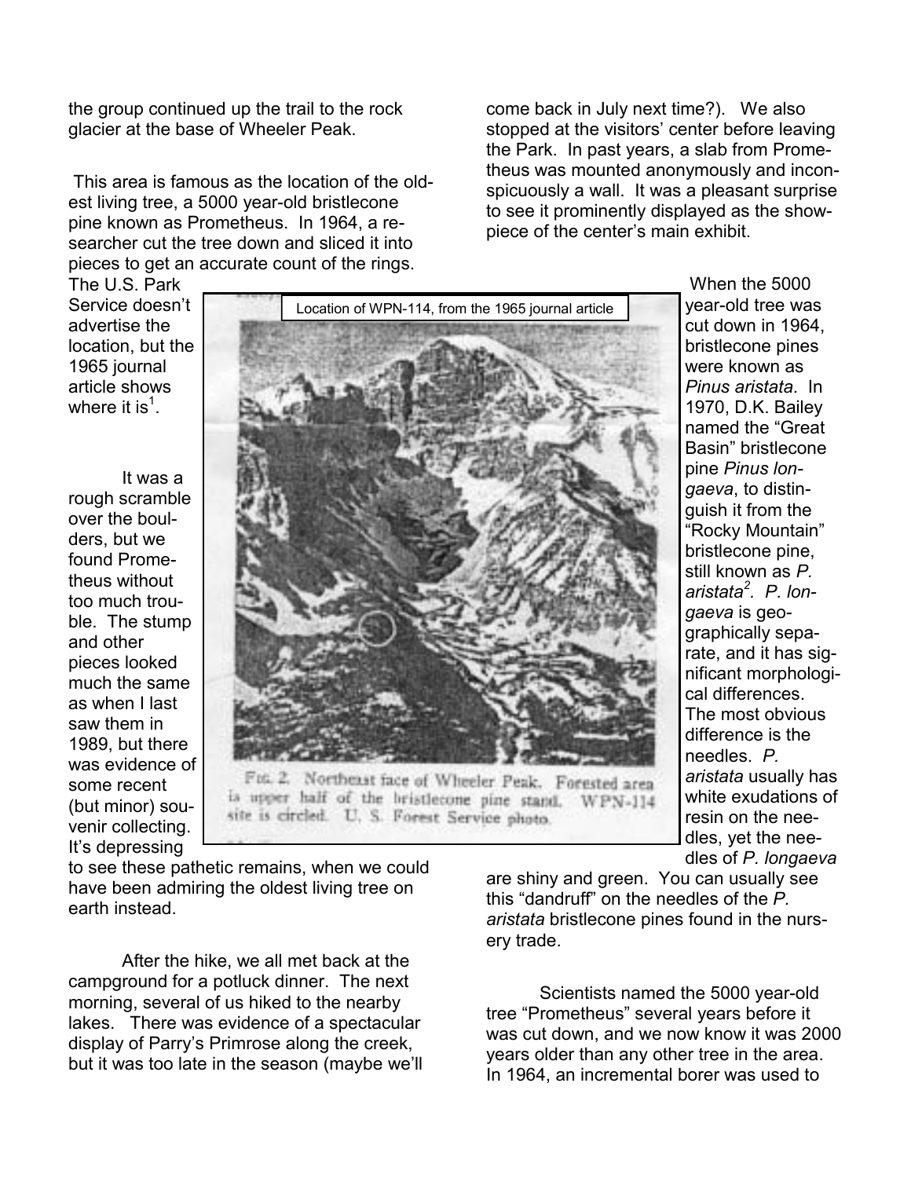the group continued up the trail to the rock glacier at the base of Wheeler Peak.

This area is famous as the location of the oldest living tree, a 5000 year-old bristlecone pine known as Prometheus. In 1964, a researcher cut the tree down and sliced it into pieces to get an accurate count of the rings. The U.S. Park Service doesn't advertise the location, but the 1965 journal article shows where it is[1].

Location of WPN-114, from the 1965 journal article

FIG. 2. Northeast face of Wheeler Peak. Forested area is upper half of the bristlecone pine stand. WPN-114 site is circled. U. S. Forest Service photo.

It was a rough scramble over the boulders, but we found Prometheus without too much trouble. The stump and other pieces looked much the same as when I last saw them in 1989, but there was evidence of some recent (but minor) souvenir collecting. It's depressing to see these pathetic remains, when we could have been admiring the oldest living tree on earth instead.

After the hike, we all met back at the campground for a potluck dinner. The next morning, several of us hiked to the nearby lakes. There was evidence of a spectacular display of Parry's Primrose along the creek, but it was too late in the season (maybe we'll come back in July next time?). We also stopped at the visitors' center before leaving the Park. In past years, a slab from Prometheus was mounted anonymously and inconspicuously a wall. It was a pleasant surprise to see it prominently displayed as the showpiece of the center's main exhibit.

When the 5000 year-old tree was cut down in 1964, bristlecone pines were known as *Pinus aristata*. In 1970, D.K. Bailey named the "Great Basin" bristlecone pine *Pinus longaeva*, to distinguish it from the "Rocky Mountain" bristlecone pine, still known as *P. aristata*[2]. *P. longaeva* is geographically separate, and it has significant morphological differences. The most obvious difference is the needles. *P. aristata* usually has white exudations of resin on the needles, yet the needles of *P. longaeva* are shiny and green. You can usually see this "dandruff" on the needles of the *P. aristata* bristlecone pines found in the nursery trade.

Scientists named the 5000 year-old tree "Prometheus" several years before it was cut down, and we now know it was 2000 years older than any other tree in the area. In 1964, an incremental borer was used to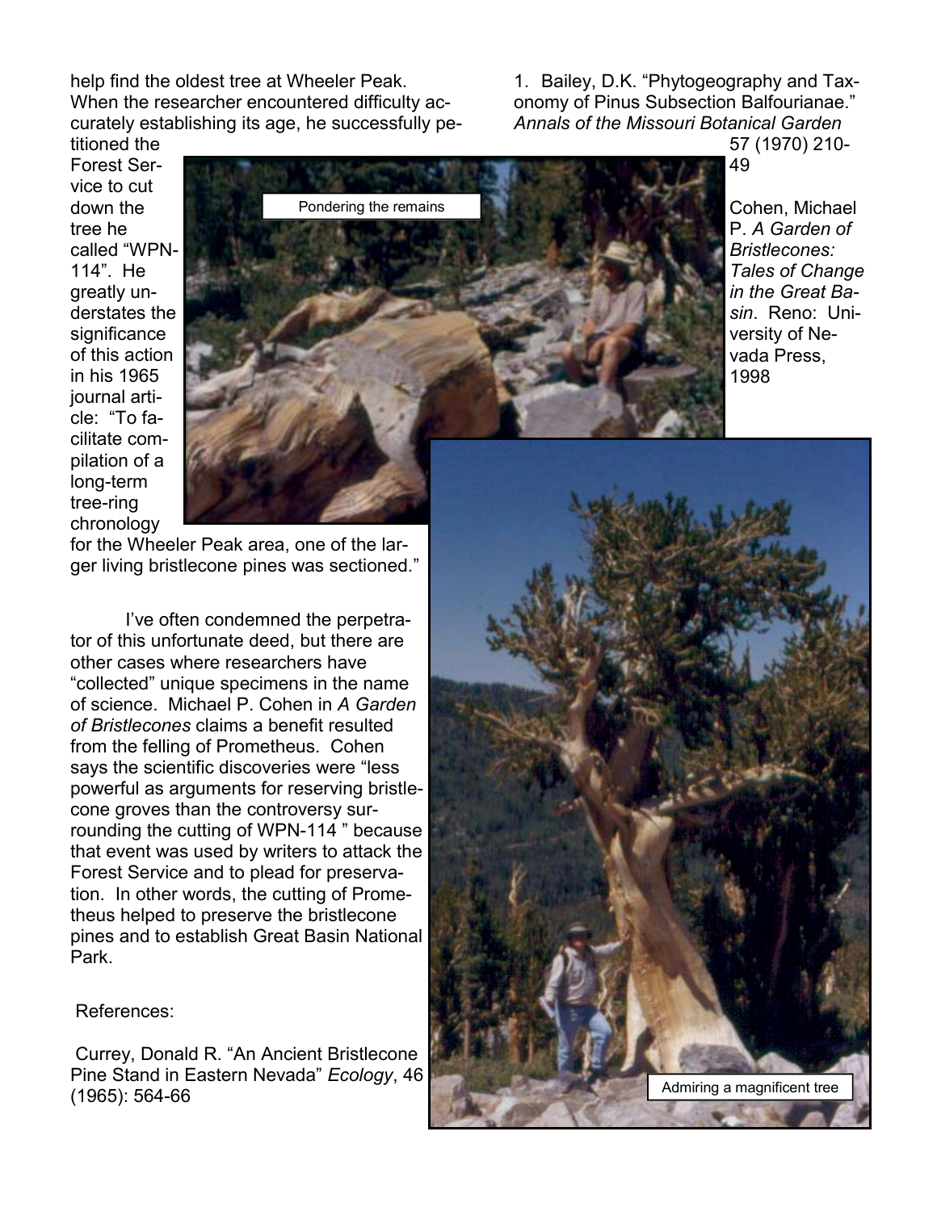help find the oldest tree at Wheeler Peak. When the researcher encountered difficulty accurately establishing its age, he successfully petitioned the Forest Service to cut down the tree he called "WPN-114". He greatly understates the significance of this action in his 1965 journal article: "To facilitate compilation of a long-term tree-ring chronology for the Wheeler Peak area, one of the larger living bristlecone pines was sectioned."

Pondering the remains

I've often condemned the perpetrator of this unfortunate deed, but there are other cases where researchers have "collected" unique specimens in the name of science. Michael P. Cohen in *A Garden of Bristlecones* claims a benefit resulted from the felling of Prometheus. Cohen says the scientific discoveries were "less powerful as arguments for reserving bristlecone groves than the controversy surrounding the cutting of WPN-114 " because that event was used by writers to attack the Forest Service and to plead for preservation. In other words, the cutting of Prometheus helped to preserve the bristlecone pines and to establish Great Basin National Park.

References:

Currey, Donald R. "An Ancient Bristlecone Pine Stand in Eastern Nevada" *Ecology*, 46 (1965): 564-66

1. Bailey, D.K. "Phytogeography and Taxonomy of Pinus Subsection Balfourianae." *Annals of the Missouri Botanical Garden* 57 (1970) 210-49

Cohen, Michael P. *A Garden of Bristlecones: Tales of Change in the Great Basin*. Reno: University of Nevada Press, 1998

Admiring a magnificent tree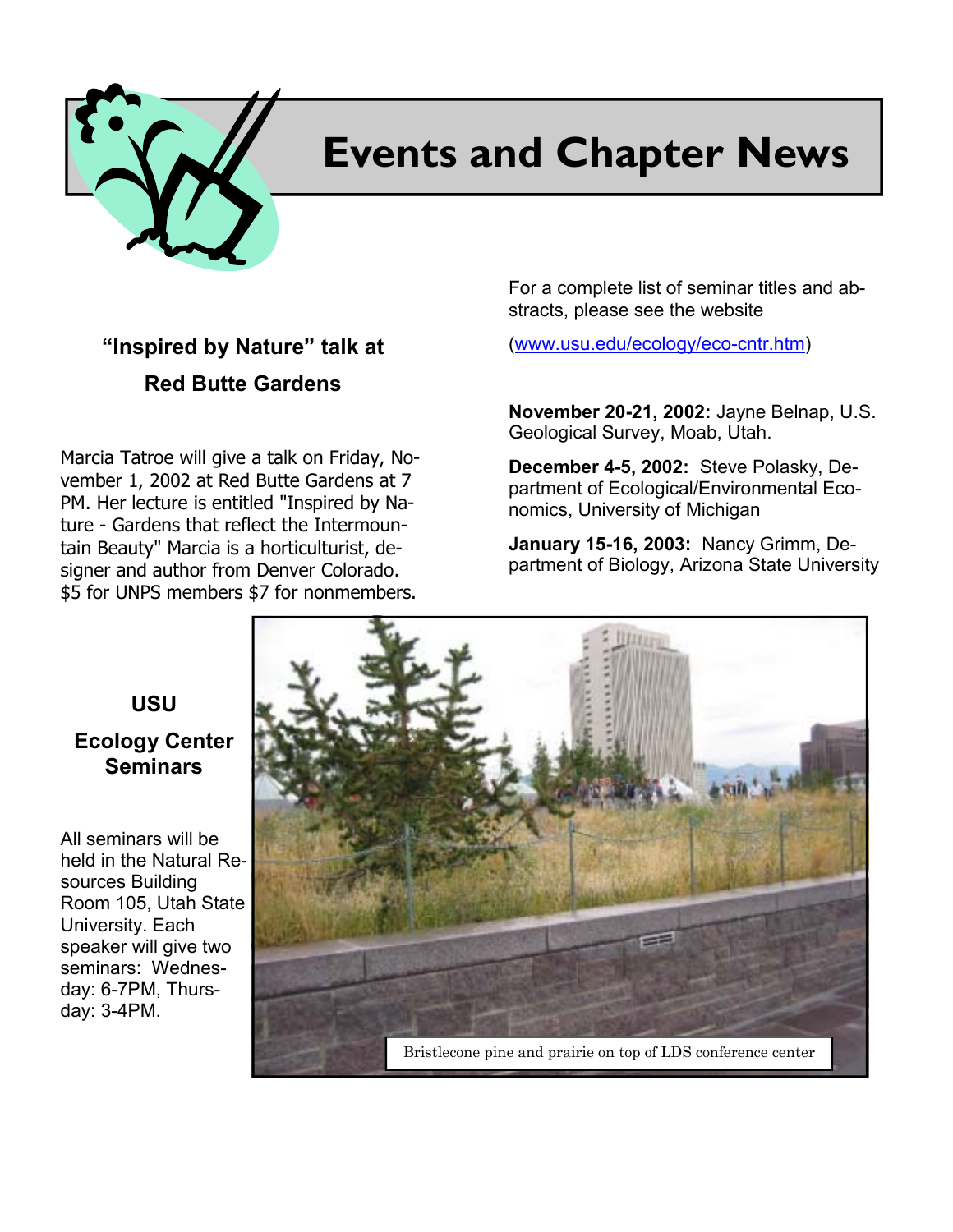# Events and Chapter News

## "Inspired by Nature" talk at Red Butte Gardens

Marcia Tatroe will give a talk on Friday, November 1, 2002 at Red Butte Gardens at 7 PM. Her lecture is entitled "Inspired by Nature - Gardens that reflect the Intermountain Beauty" Marcia is a horticulturist, designer and author from Denver Colorado. $5 for UNPS members $7 for nonmembers.

## USU Ecology Center Seminars

All seminars will be held in the Natural Resources Building Room 105, Utah State University. Each speaker will give two seminars: Wednesday: 6-7PM, Thursday: 3-4PM.

For a complete list of seminar titles and abstracts, please see the website

(www.usu.edu/ecology/eco-cntr.htm)

**November 20-21, 2002:** Jayne Belnap, U.S. Geological Survey, Moab, Utah.

**December 4-5, 2002:** Steve Polasky, Department of Ecological/Environmental Economics, University of Michigan

**January 15-16, 2003:** Nancy Grimm, Department of Biology, Arizona State University

Bristlecone pine and prairie on top of LDS conference center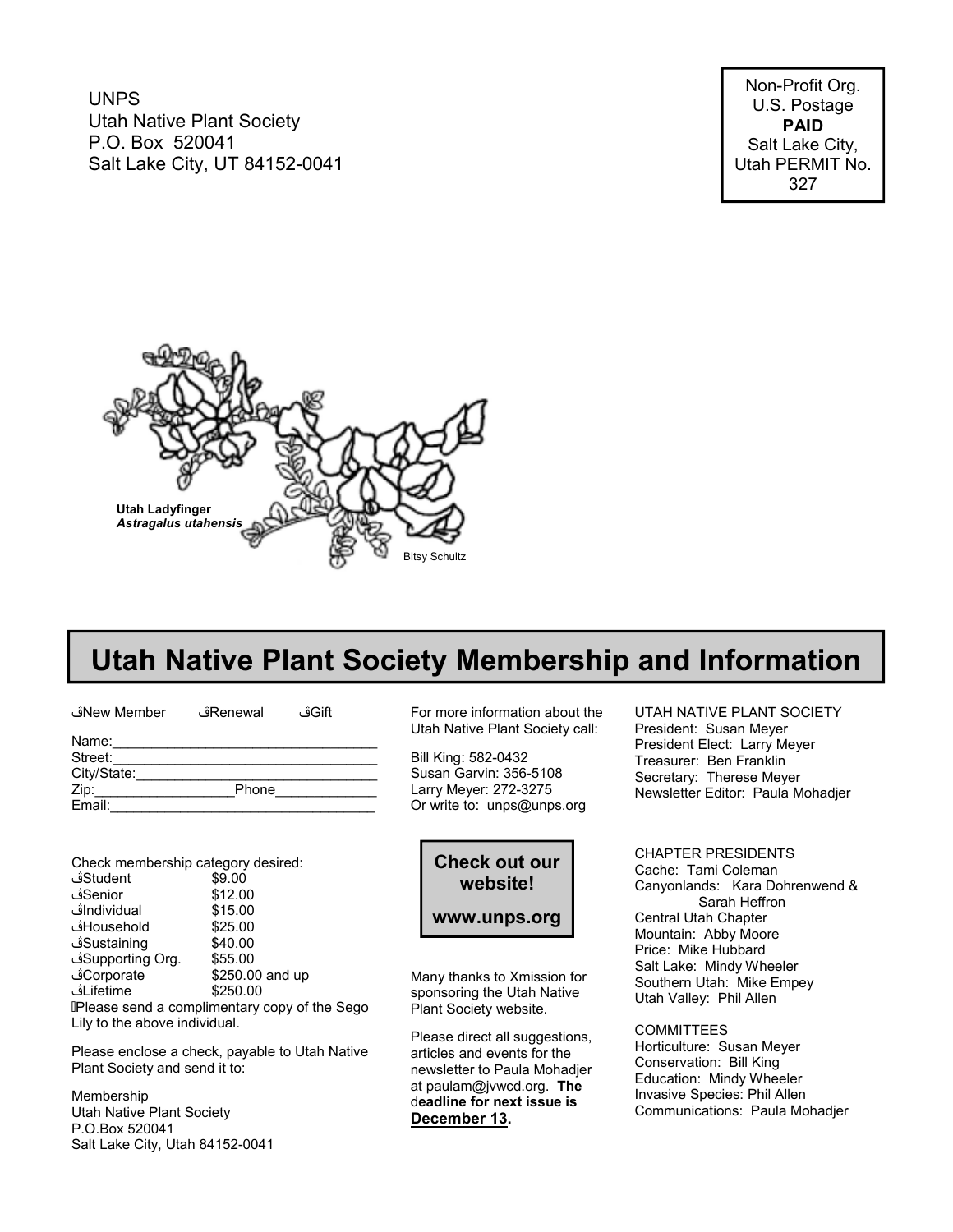UNPS
Utah Native Plant Society
P.O. Box 520041
Salt Lake City, UT 84152-0041

Non-Profit Org.
U.S. Postage
**PAID**
Salt Lake City,
Utah PERMIT No.
327

**Utah Ladyfinger**
***Astragalus utahensis***

Bitsy Schultz

# Utah Native Plant Society Membership and Information

ڤNew Member ڤRenewal ڤGift

Name:___________________________________
Street:__________________________________
City/State:______________________________
Zip:_________________Phone_____________
Email:__________________________________

Check membership category desired:

| | |
|---|---|
| ڤStudent | $9.00 |
| ڤSenior | $12.00 |
| ڤIndividual | $15.00 |
| ڤHousehold | $25.00 |
| ڤSustaining | $40.00 |
| ڤSupporting Org. | $55.00 |
| ڤCorporate | $250.00 and up |
| ڤLifetime | $250.00 |

Please send a complimentary copy of the Sego Lily to the above individual.

Please enclose a check, payable to Utah Native Plant Society and send it to:

Membership
Utah Native Plant Society
P.O.Box 520041
Salt Lake City, Utah 84152-0041

For more information about the Utah Native Plant Society call:

Bill King: 582-0432
Susan Garvin: 356-5108
Larry Meyer: 272-3275
Or write to: unps@unps.org

**Check out our website!**

**www.unps.org**

Many thanks to Xmission for sponsoring the Utah Native Plant Society website.

Please direct all suggestions, articles and events for the newsletter to Paula Mohadjer at paulam@jvwcd.org. **The deadline for next issue is <u>December 13</u>.**

UTAH NATIVE PLANT SOCIETY
President: Susan Meyer
President Elect: Larry Meyer
Treasurer: Ben Franklin
Secretary: Therese Meyer
Newsletter Editor: Paula Mohadjer

CHAPTER PRESIDENTS
Cache: Tami Coleman
Canyonlands: Kara Dohrenwend & Sarah Heffron
Central Utah Chapter
Mountain: Abby Moore
Price: Mike Hubbard
Salt Lake: Mindy Wheeler
Southern Utah: Mike Empey
Utah Valley: Phil Allen

COMMITTEES
Horticulture: Susan Meyer
Conservation: Bill King
Education: Mindy Wheeler
Invasive Species: Phil Allen
Communications: Paula Mohadjer